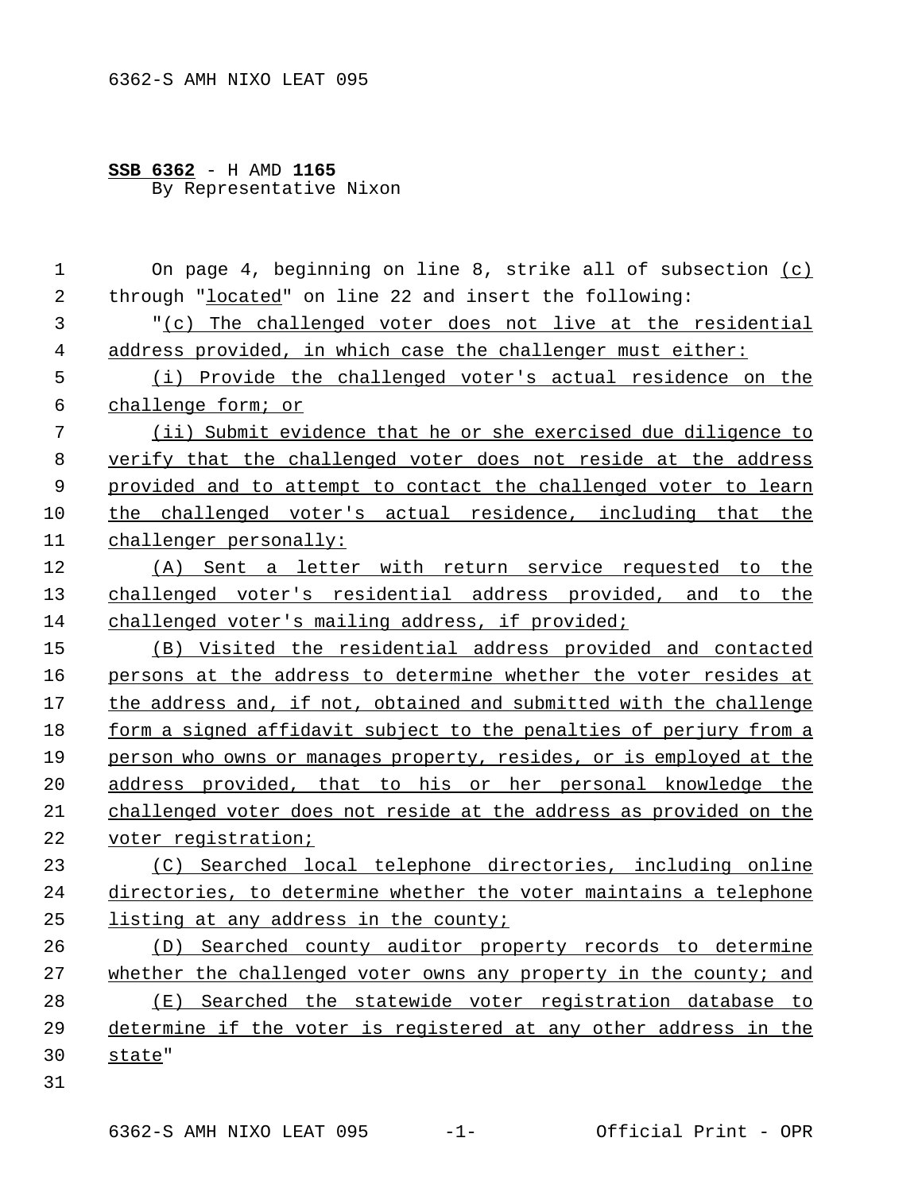**SSB 6362** - H AMD **1165**
By Representative Nixon

On page 4, beginning on line 8, strike all of subsection (c) through "located" on line 22 and insert the following:

"(c) The challenged voter does not live at the residential address provided, in which case the challenger must either:

(i) Provide the challenged voter's actual residence on the challenge form; or

(ii) Submit evidence that he or she exercised due diligence to verify that the challenged voter does not reside at the address provided and to attempt to contact the challenged voter to learn the challenged voter's actual residence, including that the challenger personally:

(A) Sent a letter with return service requested to the challenged voter's residential address provided, and to the challenged voter's mailing address, if provided;

(B) Visited the residential address provided and contacted persons at the address to determine whether the voter resides at the address and, if not, obtained and submitted with the challenge form a signed affidavit subject to the penalties of perjury from a person who owns or manages property, resides, or is employed at the address provided, that to his or her personal knowledge the challenged voter does not reside at the address as provided on the voter registration;

(C) Searched local telephone directories, including online directories, to determine whether the voter maintains a telephone listing at any address in the county;

(D) Searched county auditor property records to determine whether the challenged voter owns any property in the county; and

(E) Searched the statewide voter registration database to determine if the voter is registered at any other address in the state"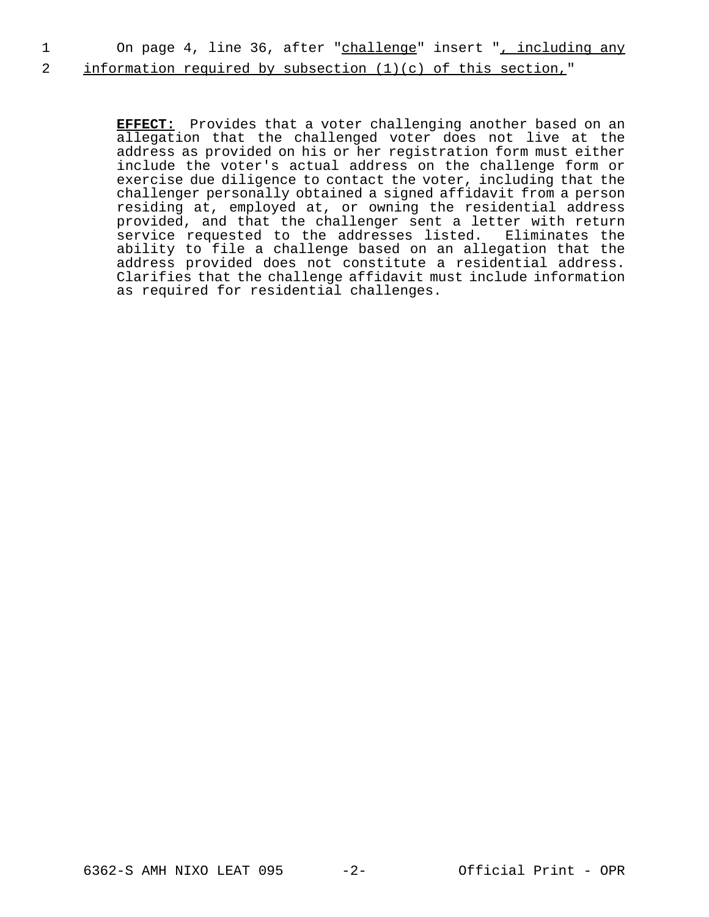1 On page 4, line 36, after "<u>challenge</u>" insert "<u>, including any</u>
2 <u>information required by subsection (1)(c) of this section,</u>"

**EFFECT:** Provides that a voter challenging another based on an allegation that the challenged voter does not live at the address as provided on his or her registration form must either include the voter's actual address on the challenge form or exercise due diligence to contact the voter, including that the challenger personally obtained a signed affidavit from a person residing at, employed at, or owning the residential address provided, and that the challenger sent a letter with return service requested to the addresses listed. Eliminates the ability to file a challenge based on an allegation that the address provided does not constitute a residential address. Clarifies that the challenge affidavit must include information as required for residential challenges.